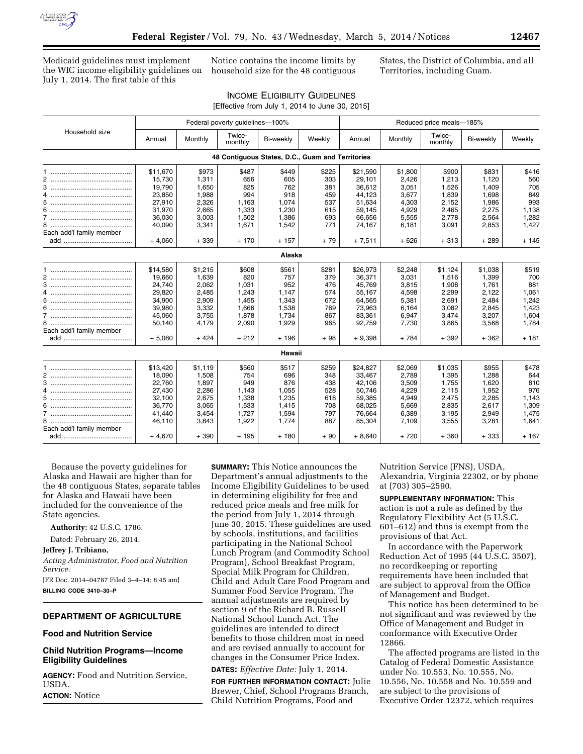Medicaid guidelines must implement the WIC income eligibility guidelines on July 1, 2014. The first table of this Notice contains the income limits by household size for the 48 contiguous States, the District of Columbia, and all Territories, including Guam.

INCOME ELIGIBILITY GUIDELINES

[Effective from July 1, 2014 to June 30, 2015]

| Household size | Federal poverty guidelines—100% | | | | | Reduced price meals—185% | | | | |
|---|---|---|---|---|---|---|---|---|---|---|
| | Annual | Monthly | Twice-monthly | Bi-weekly | Weekly | Annual | Monthly | Twice-monthly | Bi-weekly | Weekly |
| **48 Contiguous States, D.C., Guam and Territories** | | | | | | | | | | |
| 1 | $11,670 | $973 | $487 | $449 | $225 | $21,590 | $1,800 | $900 | $831 | $416 |
| 2 | 15,730 | 1,311 | 656 | 605 | 303 | 29,101 | 2,426 | 1,213 | 1,120 | 560 |
| 3 | 19,790 | 1,650 | 825 | 762 | 381 | 36,612 | 3,051 | 1,526 | 1,409 | 705 |
| 4 | 23,850 | 1,988 | 994 | 918 | 459 | 44,123 | 3,677 | 1,839 | 1,698 | 849 |
| 5 | 27,910 | 2,326 | 1,163 | 1,074 | 537 | 51,634 | 4,303 | 2,152 | 1,986 | 993 |
| 6 | 31,970 | 2,665 | 1,333 | 1,230 | 615 | 59,145 | 4,929 | 2,465 | 2,275 | 1,138 |
| 7 | 36,030 | 3,003 | 1,502 | 1,386 | 693 | 66,656 | 5,555 | 2,778 | 2,564 | 1,282 |
| 8 | 40,090 | 3,341 | 1,671 | 1,542 | 771 | 74,167 | 6,181 | 3,091 | 2,853 | 1,427 |
| Each add'l family member add | + 4,060 | + 339 | + 170 | + 157 | + 79 | + 7,511 | + 626 | + 313 | + 289 | + 145 |
| **Alaska** | | | | | | | | | | |
| 1 | $14,580 | $1,215 | $608 | $561 | $281 | $26,973 | $2,248 | $1,124 | $1,038 | $519 |
| 2 | 19,660 | 1,639 | 820 | 757 | 379 | 36,371 | 3,031 | 1,516 | 1,399 | 700 |
| 3 | 24,740 | 2,062 | 1,031 | 952 | 476 | 45,769 | 3,815 | 1,908 | 1,761 | 881 |
| 4 | 29,820 | 2,485 | 1,243 | 1,147 | 574 | 55,167 | 4,598 | 2,299 | 2,122 | 1,061 |
| 5 | 34,900 | 2,909 | 1,455 | 1,343 | 672 | 64,565 | 5,381 | 2,691 | 2,484 | 1,242 |
| 6 | 39,980 | 3,332 | 1,666 | 1,538 | 769 | 73,963 | 6,164 | 3,082 | 2,845 | 1,423 |
| 7 | 45,060 | 3,755 | 1,878 | 1,734 | 867 | 83,361 | 6,947 | 3,474 | 3,207 | 1,604 |
| 8 | 50,140 | 4,179 | 2,090 | 1,929 | 965 | 92,759 | 7,730 | 3,865 | 3,568 | 1,784 |
| Each add'l family member add | + 5,080 | + 424 | + 212 | + 196 | + 98 | + 9,398 | + 784 | + 392 | + 362 | + 181 |
| **Hawaii** | | | | | | | | | | |
| 1 | $13,420 | $1,119 | $560 | $517 | $259 | $24,827 | $2,069 | $1,035 | $955 | $478 |
| 2 | 18,090 | 1,508 | 754 | 696 | 348 | 33,467 | 2,789 | 1,395 | 1,288 | 644 |
| 3 | 22,760 | 1,897 | 949 | 876 | 438 | 42,106 | 3,509 | 1,755 | 1,620 | 810 |
| 4 | 27,430 | 2,286 | 1,143 | 1,055 | 528 | 50,746 | 4,229 | 2,115 | 1,952 | 976 |
| 5 | 32,100 | 2,675 | 1,338 | 1,235 | 618 | 59,385 | 4,949 | 2,475 | 2,285 | 1,143 |
| 6 | 36,770 | 3,065 | 1,533 | 1,415 | 708 | 68,025 | 5,669 | 2,835 | 2,617 | 1,309 |
| 7 | 41,440 | 3,454 | 1,727 | 1,594 | 797 | 76,664 | 6,389 | 3,195 | 2,949 | 1,475 |
| 8 | 46,110 | 3,843 | 1,922 | 1,774 | 887 | 85,304 | 7,109 | 3,555 | 3,281 | 1,641 |
| Each add'l family member add | + 4,670 | + 390 | + 195 | + 180 | + 90 | + 8,640 | + 720 | + 360 | + 333 | + 167 |

Because the poverty guidelines for Alaska and Hawaii are higher than for the 48 contiguous States, separate tables for Alaska and Hawaii have been included for the convenience of the State agencies.

**Authority:** 42 U.S.C. 1786.

Dated: February 26, 2014.

**Jeffrey J. Tribiano,**

*Acting Administrator, Food and Nutrition Service.*

[FR Doc. 2014–04787 Filed 3–4–14; 8:45 am]

**BILLING CODE 3410–30–P**

## DEPARTMENT OF AGRICULTURE

### Food and Nutrition Service

### Child Nutrition Programs—Income Eligibility Guidelines

**AGENCY:** Food and Nutrition Service, USDA.

**ACTION:** Notice

**SUMMARY:** This Notice announces the Department's annual adjustments to the Income Eligibility Guidelines to be used in determining eligibility for free and reduced price meals and free milk for the period from July 1, 2014 through June 30, 2015. These guidelines are used by schools, institutions, and facilities participating in the National School Lunch Program (and Commodity School Program), School Breakfast Program, Special Milk Program for Children, Child and Adult Care Food Program and Summer Food Service Program. The annual adjustments are required by section 9 of the Richard B. Russell National School Lunch Act. The guidelines are intended to direct benefits to those children most in need and are revised annually to account for changes in the Consumer Price Index.

**DATES:** *Effective Date:* July 1, 2014.

**FOR FURTHER INFORMATION CONTACT:** Julie Brewer, Chief, School Programs Branch, Child Nutrition Programs, Food and Nutrition Service (FNS), USDA, Alexandria, Virginia 22302, or by phone at (703) 305–2590.

**SUPPLEMENTARY INFORMATION:** This action is not a rule as defined by the Regulatory Flexibility Act (5 U.S.C. 601–612) and thus is exempt from the provisions of that Act.

In accordance with the Paperwork Reduction Act of 1995 (44 U.S.C. 3507), no recordkeeping or reporting requirements have been included that are subject to approval from the Office of Management and Budget.

This notice has been determined to be not significant and was reviewed by the Office of Management and Budget in conformance with Executive Order 12866.

The affected programs are listed in the Catalog of Federal Domestic Assistance under No. 10.553, No. 10.555, No. 10.556, No. 10.558 and No. 10.559 and are subject to the provisions of Executive Order 12372, which requires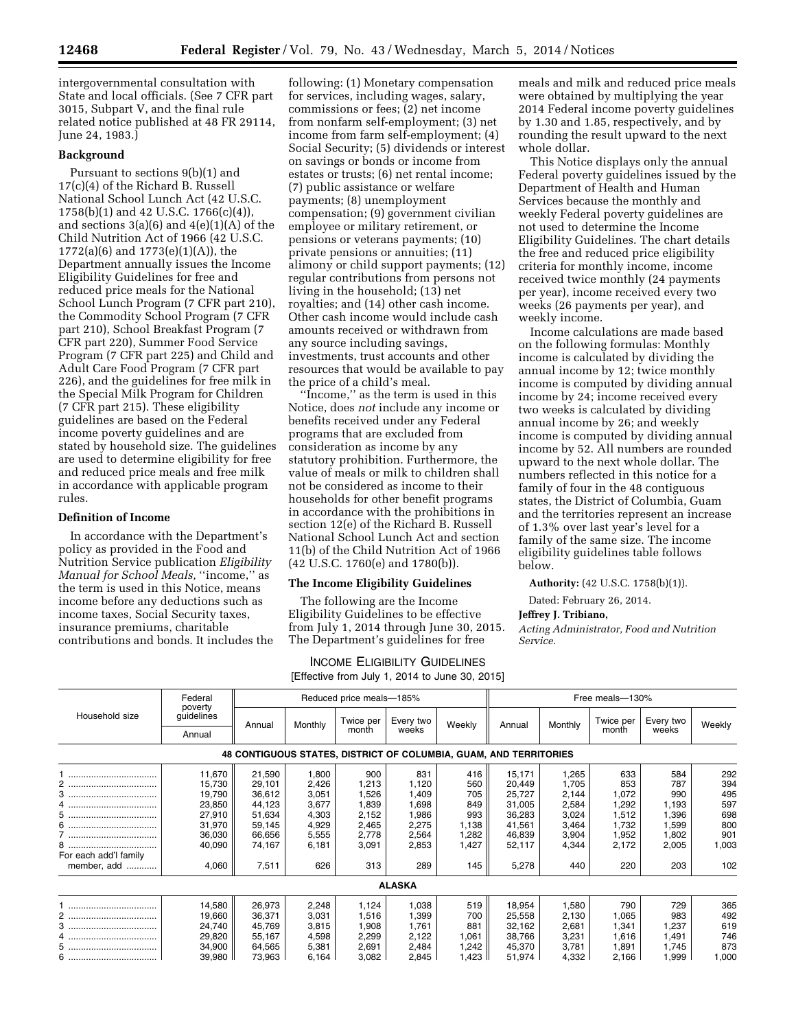intergovernmental consultation with State and local officials. (See 7 CFR part 3015, Subpart V, and the final rule related notice published at 48 FR 29114, June 24, 1983.)

**Background**

Pursuant to sections 9(b)(1) and 17(c)(4) of the Richard B. Russell National School Lunch Act (42 U.S.C. 1758(b)(1) and 42 U.S.C. 1766(c)(4)), and sections 3(a)(6) and 4(e)(1)(A) of the Child Nutrition Act of 1966 (42 U.S.C. 1772(a)(6) and 1773(e)(1)(A)), the Department annually issues the Income Eligibility Guidelines for free and reduced price meals for the National School Lunch Program (7 CFR part 210), the Commodity School Program (7 CFR part 210), School Breakfast Program (7 CFR part 220), Summer Food Service Program (7 CFR part 225) and Child and Adult Care Food Program (7 CFR part 226), and the guidelines for free milk in the Special Milk Program for Children (7 CFR part 215). These eligibility guidelines are based on the Federal income poverty guidelines and are stated by household size. The guidelines are used to determine eligibility for free and reduced price meals and free milk in accordance with applicable program rules.

**Definition of Income**

In accordance with the Department's policy as provided in the Food and Nutrition Service publication *Eligibility Manual for School Meals,* ''income,'' as the term is used in this Notice, means income before any deductions such as income taxes, Social Security taxes, insurance premiums, charitable contributions and bonds. It includes the following: (1) Monetary compensation for services, including wages, salary, commissions or fees; (2) net income from nonfarm self-employment; (3) net income from farm self-employment; (4) Social Security; (5) dividends or interest on savings or bonds or income from estates or trusts; (6) net rental income; (7) public assistance or welfare payments; (8) unemployment compensation; (9) government civilian employee or military retirement, or pensions or veterans payments; (10) private pensions or annuities; (11) alimony or child support payments; (12) regular contributions from persons not living in the household; (13) net royalties; and (14) other cash income. Other cash income would include cash amounts received or withdrawn from any source including savings, investments, trust accounts and other resources that would be available to pay the price of a child's meal.

''Income,'' as the term is used in this Notice, does *not* include any income or benefits received under any Federal programs that are excluded from consideration as income by any statutory prohibition. Furthermore, the value of meals or milk to children shall not be considered as income to their households for other benefit programs in accordance with the prohibitions in section 12(e) of the Richard B. Russell National School Lunch Act and section 11(b) of the Child Nutrition Act of 1966 (42 U.S.C. 1760(e) and 1780(b)).

**The Income Eligibility Guidelines**

The following are the Income Eligibility Guidelines to be effective from July 1, 2014 through June 30, 2015. The Department's guidelines for free meals and milk and reduced price meals were obtained by multiplying the year 2014 Federal income poverty guidelines by 1.30 and 1.85, respectively, and by rounding the result upward to the next whole dollar.

This Notice displays only the annual Federal poverty guidelines issued by the Department of Health and Human Services because the monthly and weekly Federal poverty guidelines are not used to determine the Income Eligibility Guidelines. The chart details the free and reduced price eligibility criteria for monthly income, income received twice monthly (24 payments per year), income received every two weeks (26 payments per year), and weekly income.

Income calculations are made based on the following formulas: Monthly income is calculated by dividing the annual income by 12; twice monthly income is computed by dividing annual income by 24; income received every two weeks is calculated by dividing annual income by 26; and weekly income is computed by dividing annual income by 52. All numbers are rounded upward to the next whole dollar. The numbers reflected in this notice for a family of four in the 48 contiguous states, the District of Columbia, Guam and the territories represent an increase of 1.3% over last year's level for a family of the same size. The income eligibility guidelines table follows below.

**Authority:** (42 U.S.C. 1758(b)(1)).

Dated: February 26, 2014.

**Jeffrey J. Tribiano,**

*Acting Administrator, Food and Nutrition Service.*

INCOME ELIGIBILITY GUIDELINES
[Effective from July 1, 2014 to June 30, 2015]

| Household size | Federal poverty guidelines | Reduced price meals—185% | | | | | Free meals—130% | | | | |
|---|---|---|---|---|---|---|---|---|---|---|---|
| | Annual | Annual | Monthly | Twice per month | Every two weeks | Weekly | Annual | Monthly | Twice per month | Every two weeks | Weekly |
| **48 CONTIGUOUS STATES, DISTRICT OF COLUMBIA, GUAM, AND TERRITORIES** | | | | | | | | | | | |
| 1 | 11,670 | 21,590 | 1,800 | 900 | 831 | 416 | 15,171 | 1,265 | 633 | 584 | 292 |
| 2 | 15,730 | 29,101 | 2,426 | 1,213 | 1,120 | 560 | 20,449 | 1,705 | 853 | 787 | 394 |
| 3 | 19,790 | 36,612 | 3,051 | 1,526 | 1,409 | 705 | 25,727 | 2,144 | 1,072 | 990 | 495 |
| 4 | 23,850 | 44,123 | 3,677 | 1,839 | 1,698 | 849 | 31,005 | 2,584 | 1,292 | 1,193 | 597 |
| 5 | 27,910 | 51,634 | 4,303 | 2,152 | 1,986 | 993 | 36,283 | 3,024 | 1,512 | 1,396 | 698 |
| 6 | 31,970 | 59,145 | 4,929 | 2,465 | 2,275 | 1,138 | 41,561 | 3,464 | 1,732 | 1,599 | 800 |
| 7 | 36,030 | 66,656 | 5,555 | 2,778 | 2,564 | 1,282 | 46,839 | 3,904 | 1,952 | 1,802 | 901 |
| 8 | 40,090 | 74,167 | 6,181 | 3,091 | 2,853 | 1,427 | 52,117 | 4,344 | 2,172 | 2,005 | 1,003 |
| For each add'l family member, add | 4,060 | 7,511 | 626 | 313 | 289 | 145 | 5,278 | 440 | 220 | 203 | 102 |
| **ALASKA** | | | | | | | | | | | |
| 1 | 14,580 | 26,973 | 2,248 | 1,124 | 1,038 | 519 | 18,954 | 1,580 | 790 | 729 | 365 |
| 2 | 19,660 | 36,371 | 3,031 | 1,516 | 1,399 | 700 | 25,558 | 2,130 | 1,065 | 983 | 492 |
| 3 | 24,740 | 45,769 | 3,815 | 1,908 | 1,761 | 881 | 32,162 | 2,681 | 1,341 | 1,237 | 619 |
| 4 | 29,820 | 55,167 | 4,598 | 2,299 | 2,122 | 1,061 | 38,766 | 3,231 | 1,616 | 1,491 | 746 |
| 5 | 34,900 | 64,565 | 5,381 | 2,691 | 2,484 | 1,242 | 45,370 | 3,781 | 1,891 | 1,745 | 873 |
| 6 | 39,980 | 73,963 | 6,164 | 3,082 | 2,845 | 1,423 | 51,974 | 4,332 | 2,166 | 1,999 | 1,000 |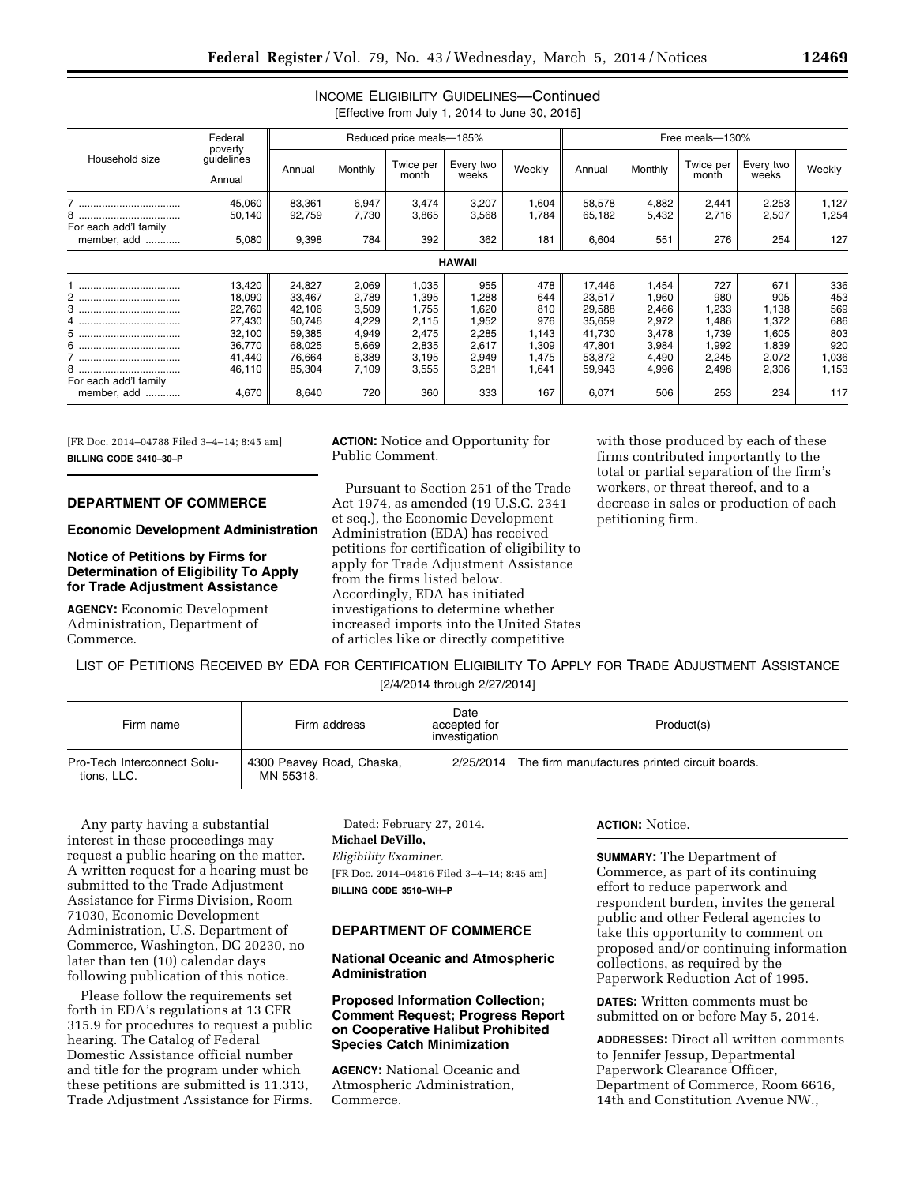INCOME ELIGIBILITY GUIDELINES—Continued

[Effective from July 1, 2014 to June 30, 2015]

| Household size | Federal poverty guidelines | Reduced price meals—185% | | | | | Free meals—130% | | | | |
|---|---|---|---|---|---|---|---|---|---|---|---|
| | Annual | Annual | Monthly | Twice per month | Every two weeks | Weekly | Annual | Monthly | Twice per month | Every two weeks | Weekly |
| 7 | 45,060 | 83,361 | 6,947 | 3,474 | 3,207 | 1,604 | 58,578 | 4,882 | 2,441 | 2,253 | 1,127 |
| 8 | 50,140 | 92,759 | 7,730 | 3,865 | 3,568 | 1,784 | 65,182 | 5,432 | 2,716 | 2,507 | 1,254 |
| For each add'l family member, add | 5,080 | 9,398 | 784 | 392 | 362 | 181 | 6,604 | 551 | 276 | 254 | 127 |
| **HAWAII** | | | | | | | | | | | |
| 1 | 13,420 | 24,827 | 2,069 | 1,035 | 955 | 478 | 17,446 | 1,454 | 727 | 671 | 336 |
| 2 | 18,090 | 33,467 | 2,789 | 1,395 | 1,288 | 644 | 23,517 | 1,960 | 980 | 905 | 453 |
| 3 | 22,760 | 42,106 | 3,509 | 1,755 | 1,620 | 810 | 29,588 | 2,466 | 1,233 | 1,138 | 569 |
| 4 | 27,430 | 50,746 | 4,229 | 2,115 | 1,952 | 976 | 35,659 | 2,972 | 1,486 | 1,372 | 686 |
| 5 | 32,100 | 59,385 | 4,949 | 2,475 | 2,285 | 1,143 | 41,730 | 3,478 | 1,739 | 1,605 | 803 |
| 6 | 36,770 | 68,025 | 5,669 | 2,835 | 2,617 | 1,309 | 47,801 | 3,984 | 1,992 | 1,839 | 920 |
| 7 | 41,440 | 76,664 | 6,389 | 3,195 | 2,949 | 1,475 | 53,872 | 4,490 | 2,245 | 2,072 | 1,036 |
| 8 | 46,110 | 85,304 | 7,109 | 3,555 | 3,281 | 1,641 | 59,943 | 4,996 | 2,498 | 2,306 | 1,153 |
| For each add'l family member, add | 4,670 | 8,640 | 720 | 360 | 333 | 167 | 6,071 | 506 | 253 | 234 | 117 |

[FR Doc. 2014–04788 Filed 3–4–14; 8:45 am]

**BILLING CODE 3410–30–P**

## DEPARTMENT OF COMMERCE

### Economic Development Administration

### Notice of Petitions by Firms for Determination of Eligibility To Apply for Trade Adjustment Assistance

**AGENCY:** Economic Development Administration, Department of Commerce.

**ACTION:** Notice and Opportunity for Public Comment.

Pursuant to Section 251 of the Trade Act 1974, as amended (19 U.S.C. 2341 et seq.), the Economic Development Administration (EDA) has received petitions for certification of eligibility to apply for Trade Adjustment Assistance from the firms listed below. Accordingly, EDA has initiated investigations to determine whether increased imports into the United States of articles like or directly competitive with those produced by each of these firms contributed importantly to the total or partial separation of the firm's workers, or threat thereof, and to a decrease in sales or production of each petitioning firm.

LIST OF PETITIONS RECEIVED BY EDA FOR CERTIFICATION ELIGIBILITY TO APPLY FOR TRADE ADJUSTMENT ASSISTANCE

[2/4/2014 through 2/27/2014]

| Firm name | Firm address | Date accepted for investigation | Product(s) |
|---|---|---|---|
| Pro-Tech Interconnect Solutions, LLC. | 4300 Peavey Road, Chaska, MN 55318. | 2/25/2014 | The firm manufactures printed circuit boards. |

Any party having a substantial interest in these proceedings may request a public hearing on the matter. A written request for a hearing must be submitted to the Trade Adjustment Assistance for Firms Division, Room 71030, Economic Development Administration, U.S. Department of Commerce, Washington, DC 20230, no later than ten (10) calendar days following publication of this notice.

Please follow the requirements set forth in EDA's regulations at 13 CFR 315.9 for procedures to request a public hearing. The Catalog of Federal Domestic Assistance official number and title for the program under which these petitions are submitted is 11.313, Trade Adjustment Assistance for Firms.

Dated: February 27, 2014.

**Michael DeVillo,**

*Eligibility Examiner.*

[FR Doc. 2014–04816 Filed 3–4–14; 8:45 am]

**BILLING CODE 3510–WH–P**

## DEPARTMENT OF COMMERCE

### National Oceanic and Atmospheric Administration

### Proposed Information Collection; Comment Request; Progress Report on Cooperative Halibut Prohibited Species Catch Minimization

**AGENCY:** National Oceanic and Atmospheric Administration, Commerce.

**ACTION:** Notice.

**SUMMARY:** The Department of Commerce, as part of its continuing effort to reduce paperwork and respondent burden, invites the general public and other Federal agencies to take this opportunity to comment on proposed and/or continuing information collections, as required by the Paperwork Reduction Act of 1995.

**DATES:** Written comments must be submitted on or before May 5, 2014.

**ADDRESSES:** Direct all written comments to Jennifer Jessup, Departmental Paperwork Clearance Officer, Department of Commerce, Room 6616, 14th and Constitution Avenue NW.,